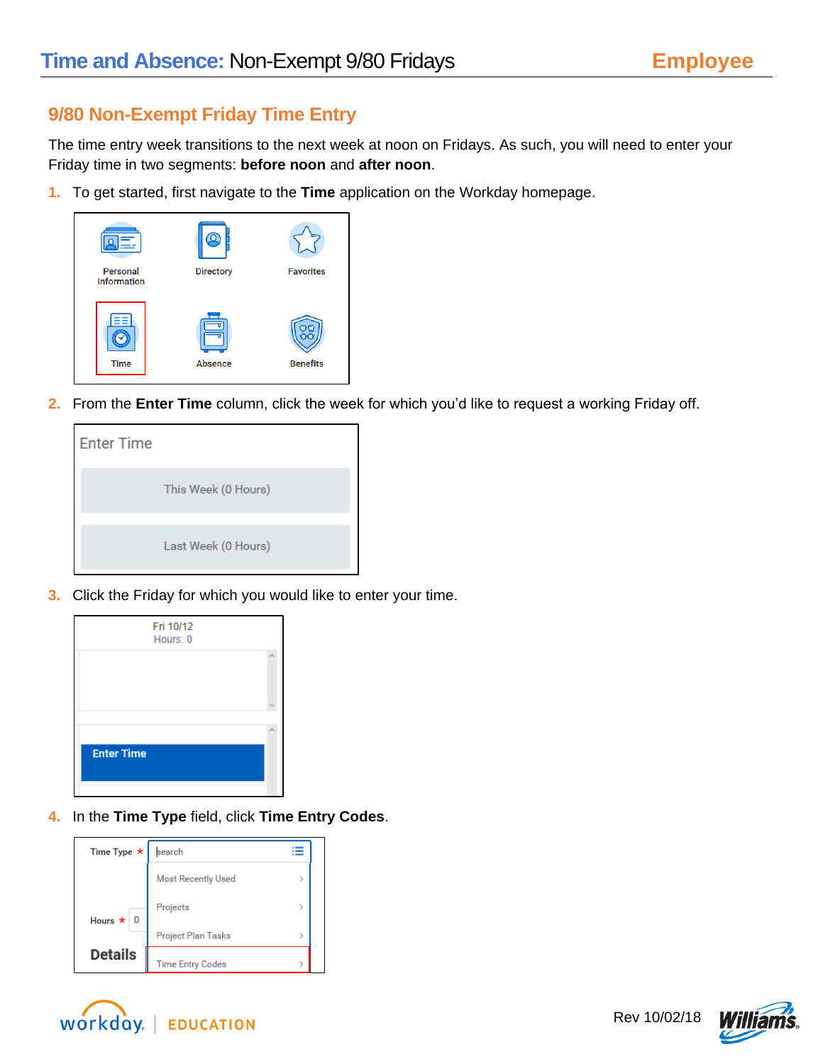# Time and Absence: Non-Exempt 9/80 Fridays

**Employee**

## 9/80 Non-Exempt Friday Time Entry

The time entry week transitions to the next week at noon on Fridays. As such, you will need to enter your Friday time in two segments: **before noon** and **after noon**.

1. To get started, first navigate to the **Time** application on the Workday homepage.

2. From the **Enter Time** column, click the week for which you'd like to request a working Friday off.

3. Click the Friday for which you would like to enter your time.

4. In the **Time Type** field, click **Time Entry Codes**.

Rev 10/02/18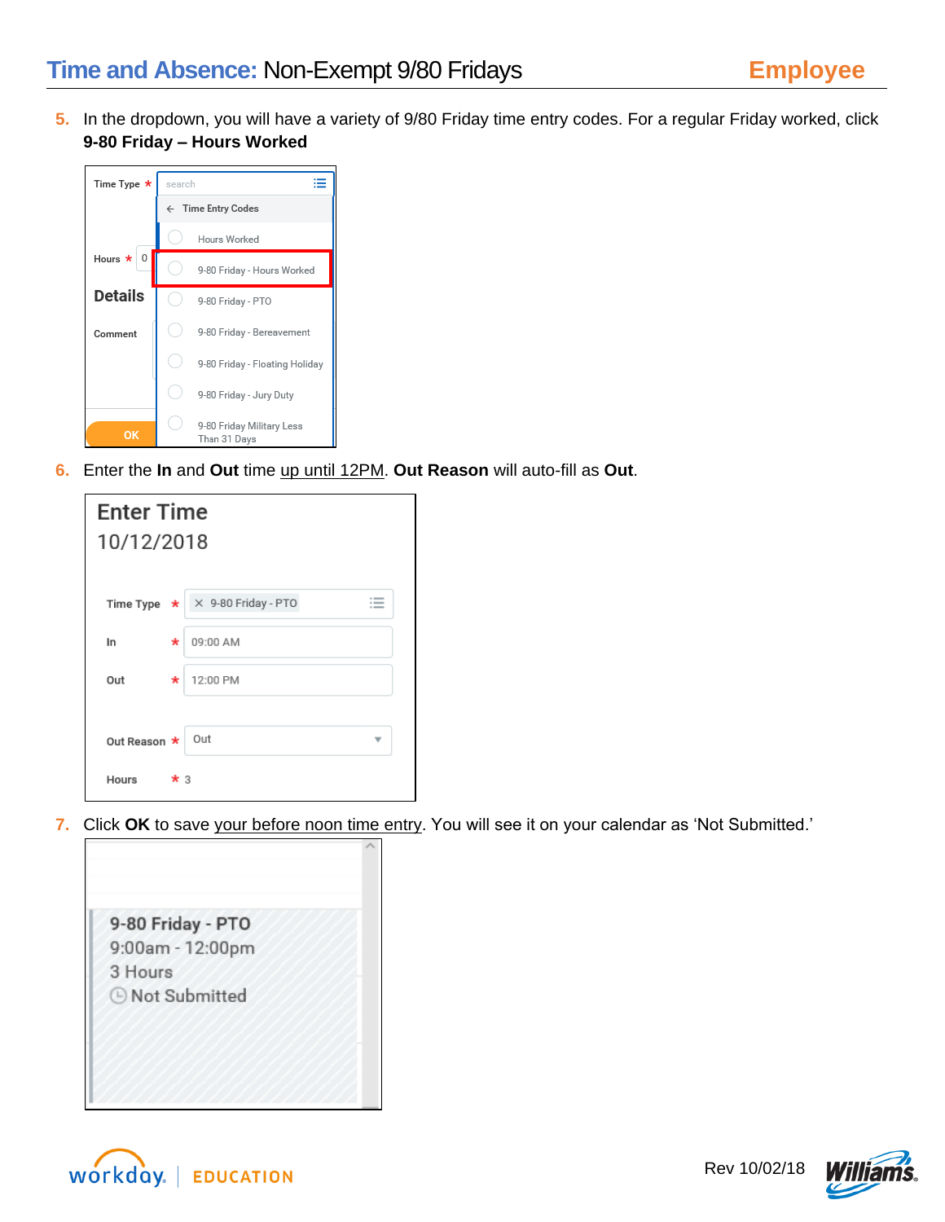5. In the dropdown, you will have a variety of 9/80 Friday time entry codes. For a regular Friday worked, click **9-80 Friday – Hours Worked**

6. Enter the **In** and **Out** time up until 12PM. **Out Reason** will auto-fill as **Out**.

7. Click **OK** to save your before noon time entry. You will see it on your calendar as 'Not Submitted.'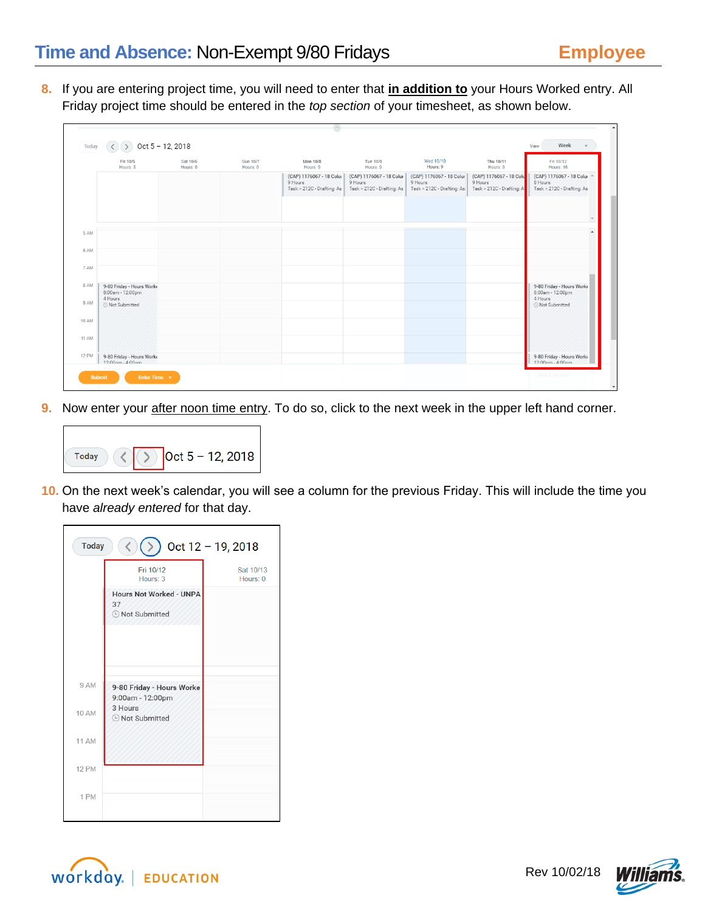8. If you are entering project time, you will need to enter that **in addition to** your Hours Worked entry. All Friday project time should be entered in the *top section* of your timesheet, as shown below.

9. Now enter your after noon time entry. To do so, click to the next week in the upper left hand corner.

10. On the next week's calendar, you will see a column for the previous Friday. This will include the time you have *already entered* for that day.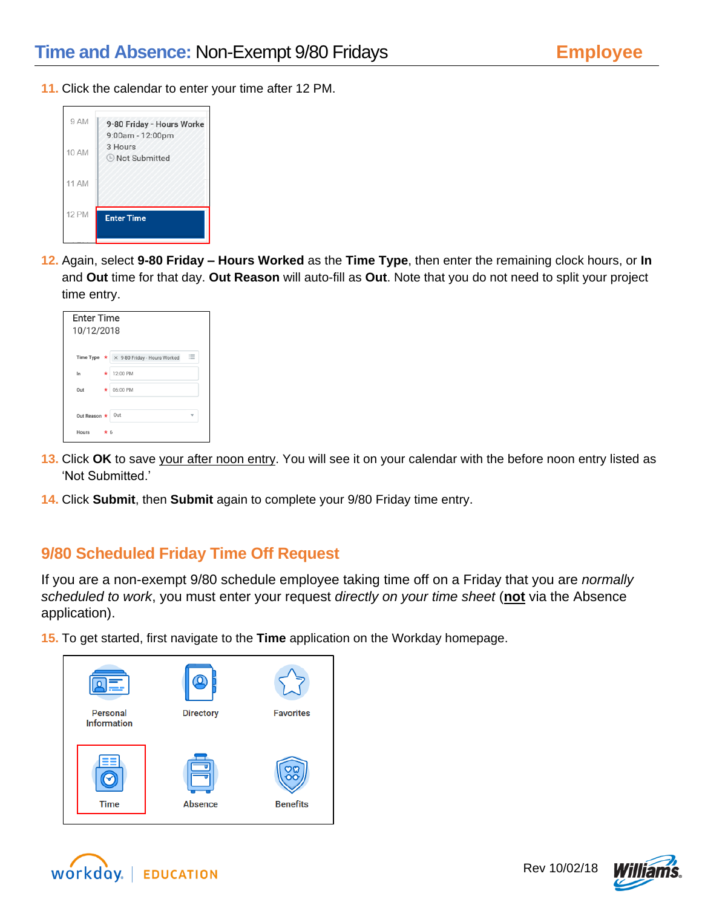11. Click the calendar to enter your time after 12 PM.

12. Again, select **9-80 Friday – Hours Worked** as the **Time Type**, then enter the remaining clock hours, or **In** and **Out** time for that day. **Out Reason** will auto-fill as **Out**. Note that you do not need to split your project time entry.

13. Click **OK** to save your after noon entry. You will see it on your calendar with the before noon entry listed as 'Not Submitted.'

14. Click **Submit**, then **Submit** again to complete your 9/80 Friday time entry.

## 9/80 Scheduled Friday Time Off Request

If you are a non-exempt 9/80 schedule employee taking time off on a Friday that you are *normally scheduled to work*, you must enter your request *directly on your time sheet* (**not** via the Absence application).

15. To get started, first navigate to the **Time** application on the Workday homepage.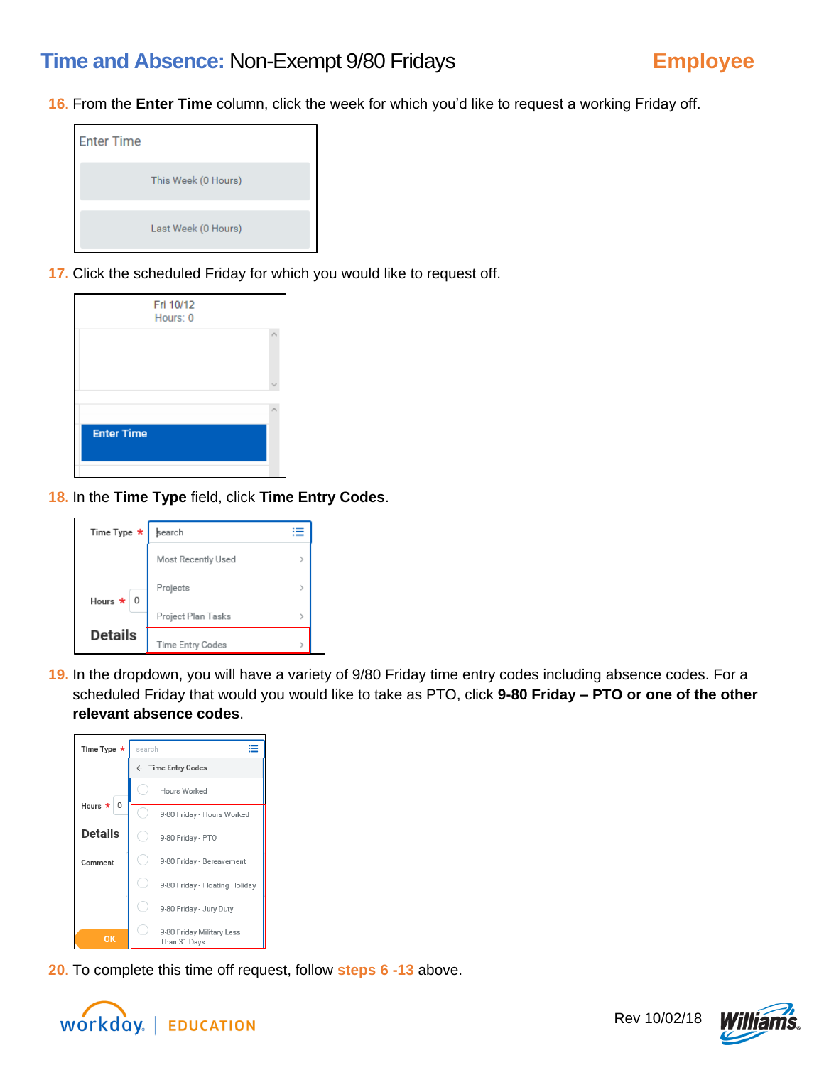16. From the **Enter Time** column, click the week for which you'd like to request a working Friday off.

17. Click the scheduled Friday for which you would like to request off.

18. In the **Time Type** field, click **Time Entry Codes**.

19. In the dropdown, you will have a variety of 9/80 Friday time entry codes including absence codes. For a scheduled Friday that would you would like to take as PTO, click **9-80 Friday – PTO or one of the other relevant absence codes**.

20. To complete this time off request, follow steps 6 -13 above.